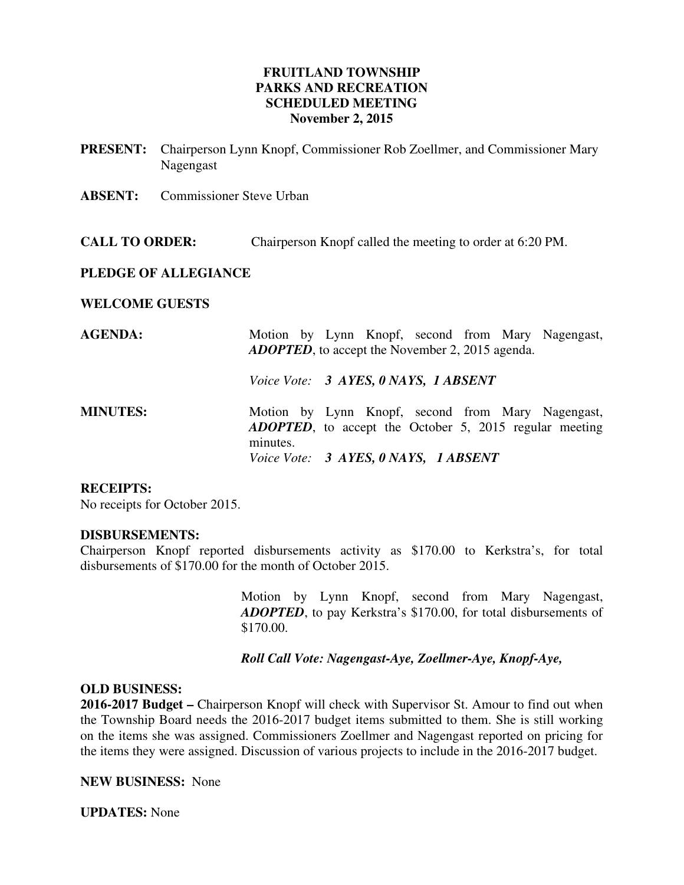# FRUITLAND TOWNSHIP
# PARKS AND RECREATION
# SCHEDULED MEETING
# November 2, 2015

**PRESENT:** Chairperson Lynn Knopf, Commissioner Rob Zoellmer, and Commissioner Mary Nagengast

**ABSENT:** Commissioner Steve Urban

**CALL TO ORDER:** Chairperson Knopf called the meeting to order at 6:20 PM.

**PLEDGE OF ALLEGIANCE**

**WELCOME GUESTS**

**AGENDA:** Motion by Lynn Knopf, second from Mary Nagengast, ***ADOPTED***, to accept the November 2, 2015 agenda.

*Voice Vote:* ***3 AYES, 0 NAYS, 1 ABSENT***

**MINUTES:** Motion by Lynn Knopf, second from Mary Nagengast, ***ADOPTED***, to accept the October 5, 2015 regular meeting minutes.

*Voice Vote:* ***3 AYES, 0 NAYS, 1 ABSENT***

**RECEIPTS:**
No receipts for October 2015.

**DISBURSEMENTS:**
Chairperson Knopf reported disbursements activity as $170.00 to Kerkstra's, for total disbursements of $170.00 for the month of October 2015.

Motion by Lynn Knopf, second from Mary Nagengast, ***ADOPTED***, to pay Kerkstra's $170.00, for total disbursements of $170.00.

***Roll Call Vote: Nagengast-Aye, Zoellmer-Aye, Knopf-Aye,***

**OLD BUSINESS:**
**2016-2017 Budget –** Chairperson Knopf will check with Supervisor St. Amour to find out when the Township Board needs the 2016-2017 budget items submitted to them. She is still working on the items she was assigned. Commissioners Zoellmer and Nagengast reported on pricing for the items they were assigned. Discussion of various projects to include in the 2016-2017 budget.

**NEW BUSINESS:** None

**UPDATES:** None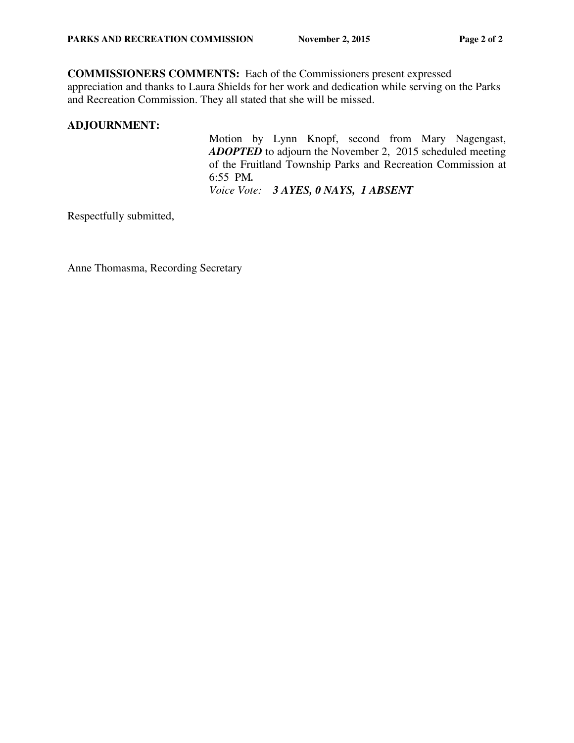**COMMISSIONERS COMMENTS:** Each of the Commissioners present expressed appreciation and thanks to Laura Shields for her work and dedication while serving on the Parks and Recreation Commission. They all stated that she will be missed.

**ADJOURNMENT:**

Motion by Lynn Knopf, second from Mary Nagengast, ***ADOPTED*** to adjourn the November 2, 2015 scheduled meeting of the Fruitland Township Parks and Recreation Commission at 6:55 PM.
*Voice Vote:* ***3 AYES, 0 NAYS, 1 ABSENT***

Respectfully submitted,

Anne Thomasma, Recording Secretary